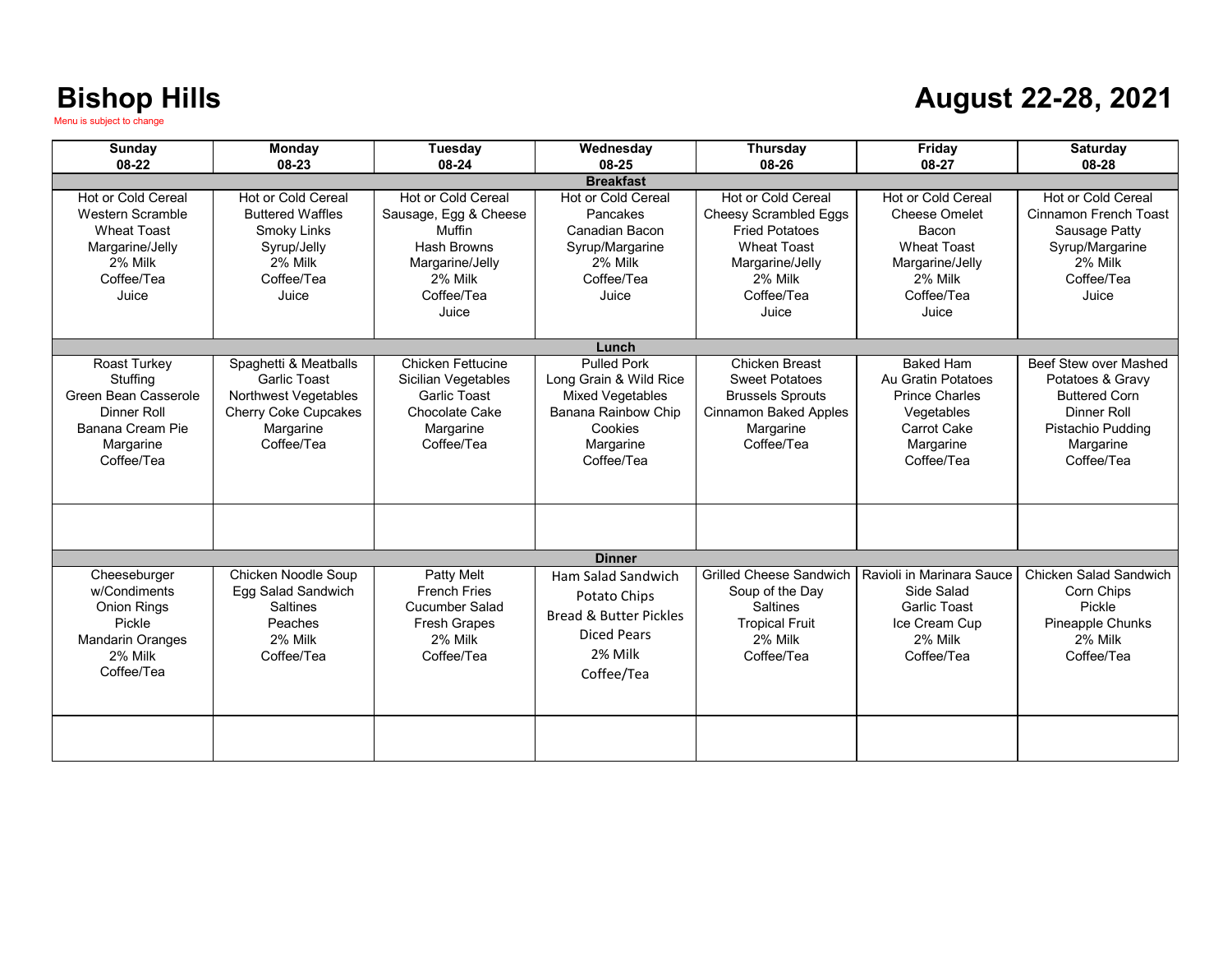# Bishop Hills

Menu is subject to change

# August 22-28, 2021

| Sunday<br>08-22 | Monday<br>08-23 | Tuesday<br>08-24 | Wednesday<br>08-25 | Thursday<br>08-26 | Friday<br>08-27 | Saturday<br>08-28 |
|---|---|---|---|---|---|---|
| **Breakfast** | | | | | | |
| Hot or Cold Cereal<br>Western Scramble<br>Wheat Toast<br>Margarine/Jelly<br>2% Milk<br>Coffee/Tea<br>Juice | Hot or Cold Cereal<br>Buttered Waffles<br>Smoky Links<br>Syrup/Jelly<br>2% Milk<br>Coffee/Tea<br>Juice | Hot or Cold Cereal<br>Sausage, Egg & Cheese<br>Muffin<br>Hash Browns<br>Margarine/Jelly<br>2% Milk<br>Coffee/Tea<br>Juice | Hot or Cold Cereal<br>Pancakes<br>Canadian Bacon<br>Syrup/Margarine<br>2% Milk<br>Coffee/Tea<br>Juice | Hot or Cold Cereal<br>Cheesy Scrambled Eggs<br>Fried Potatoes<br>Wheat Toast<br>Margarine/Jelly<br>2% Milk<br>Coffee/Tea<br>Juice | Hot or Cold Cereal<br>Cheese Omelet<br>Bacon<br>Wheat Toast<br>Margarine/Jelly<br>2% Milk<br>Coffee/Tea<br>Juice | Hot or Cold Cereal<br>Cinnamon French Toast<br>Sausage Patty<br>Syrup/Margarine<br>2% Milk<br>Coffee/Tea<br>Juice |
| **Lunch** | | | | | | |
| Roast Turkey<br>Stuffing<br>Green Bean Casserole<br>Dinner Roll<br>Banana Cream Pie<br>Margarine<br>Coffee/Tea | Spaghetti & Meatballs<br>Garlic Toast<br>Northwest Vegetables<br>Cherry Coke Cupcakes<br>Margarine<br>Coffee/Tea | Chicken Fettucine<br>Sicilian Vegetables<br>Garlic Toast<br>Chocolate Cake<br>Margarine<br>Coffee/Tea | Pulled Pork<br>Long Grain & Wild Rice<br>Mixed Vegetables<br>Banana Rainbow Chip Cookies<br>Margarine<br>Coffee/Tea | Chicken Breast<br>Sweet Potatoes<br>Brussels Sprouts<br>Cinnamon Baked Apples<br>Margarine<br>Coffee/Tea | Baked Ham<br>Au Gratin Potatoes<br>Prince Charles Vegetables<br>Carrot Cake<br>Margarine<br>Coffee/Tea | Beef Stew over Mashed Potatoes & Gravy<br>Buttered Corn<br>Dinner Roll<br>Pistachio Pudding<br>Margarine<br>Coffee/Tea |
| | | | | | | |
| **Dinner** | | | | | | |
| Cheeseburger w/Condiments<br>Onion Rings<br>Pickle<br>Mandarin Oranges<br>2% Milk<br>Coffee/Tea | Chicken Noodle Soup<br>Egg Salad Sandwich<br>Saltines<br>Peaches<br>2% Milk<br>Coffee/Tea | Patty Melt<br>French Fries<br>Cucumber Salad<br>Fresh Grapes<br>2% Milk<br>Coffee/Tea | Ham Salad Sandwich<br>Potato Chips<br>Bread & Butter Pickles<br>Diced Pears<br>2% Milk<br>Coffee/Tea | Grilled Cheese Sandwich<br>Soup of the Day<br>Saltines<br>Tropical Fruit<br>2% Milk<br>Coffee/Tea | Ravioli in Marinara Sauce<br>Side Salad<br>Garlic Toast<br>Ice Cream Cup<br>2% Milk<br>Coffee/Tea | Chicken Salad Sandwich<br>Corn Chips<br>Pickle<br>Pineapple Chunks<br>2% Milk<br>Coffee/Tea |
| | | | | | | |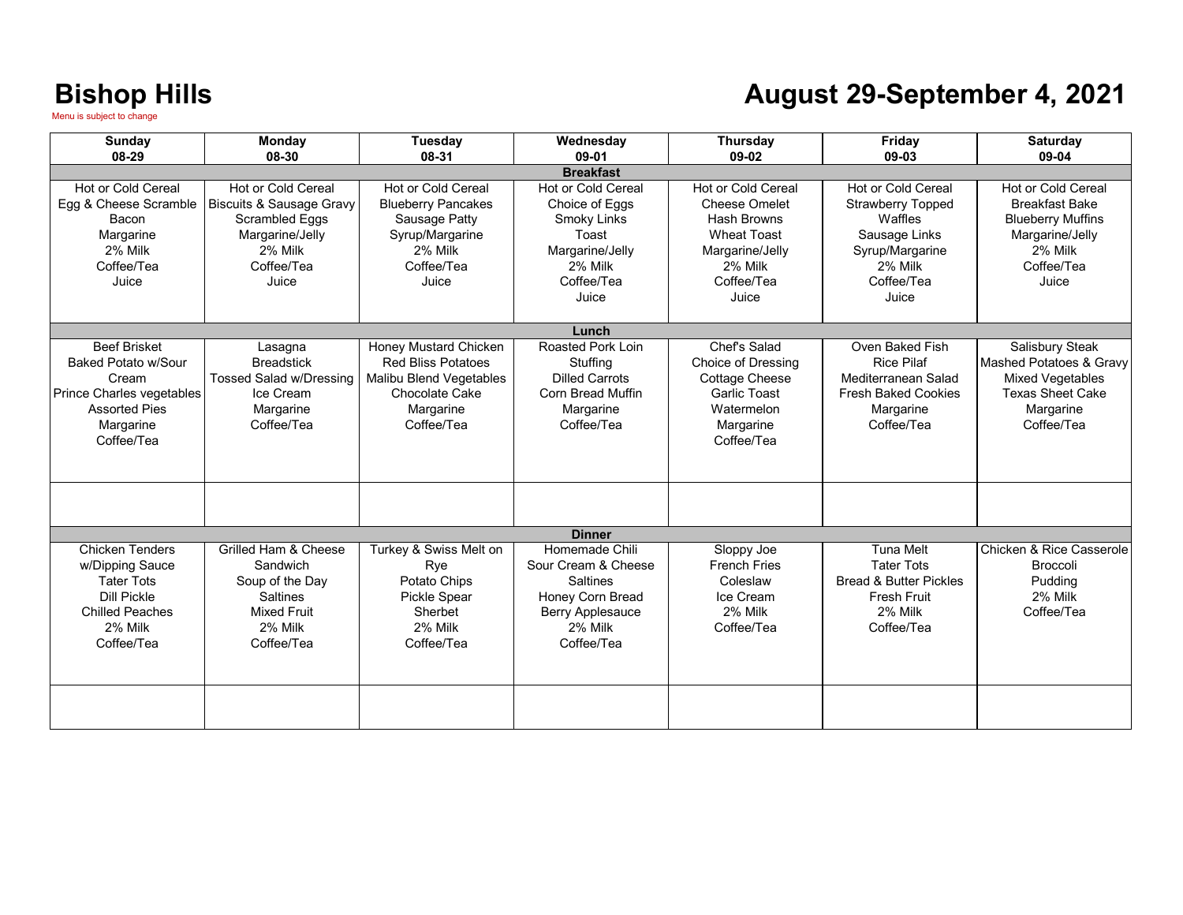# Bishop Hills

Menu is subject to change

# August 29-September 4, 2021

| Sunday 08-29 | Monday 08-30 | Tuesday 08-31 | Wednesday 09-01 | Thursday 09-02 | Friday 09-03 | Saturday 09-04 |
|---|---|---|---|---|---|---|
| **Breakfast** | | | | | | |
| Hot or Cold Cereal<br>Egg & Cheese Scramble<br>Bacon<br>Margarine<br>2% Milk<br>Coffee/Tea<br>Juice | Hot or Cold Cereal<br>Biscuits & Sausage Gravy<br>Scrambled Eggs<br>Margarine/Jelly<br>2% Milk<br>Coffee/Tea<br>Juice | Hot or Cold Cereal<br>Blueberry Pancakes<br>Sausage Patty<br>Syrup/Margarine<br>2% Milk<br>Coffee/Tea<br>Juice | Hot or Cold Cereal<br>Choice of Eggs<br>Smoky Links<br>Toast<br>Margarine/Jelly<br>2% Milk<br>Coffee/Tea<br>Juice | Hot or Cold Cereal<br>Cheese Omelet<br>Hash Browns<br>Wheat Toast<br>Margarine/Jelly<br>2% Milk<br>Coffee/Tea<br>Juice | Hot or Cold Cereal<br>Strawberry Topped<br>Waffles<br>Sausage Links<br>Syrup/Margarine<br>2% Milk<br>Coffee/Tea<br>Juice | Hot or Cold Cereal<br>Breakfast Bake<br>Blueberry Muffins<br>Margarine/Jelly<br>2% Milk<br>Coffee/Tea<br>Juice |
| **Lunch** | | | | | | |
| Beef Brisket<br>Baked Potato w/Sour Cream<br>Prince Charles vegetables<br>Assorted Pies<br>Margarine<br>Coffee/Tea | Lasagna<br>Breadstick<br>Tossed Salad w/Dressing<br>Ice Cream<br>Margarine<br>Coffee/Tea | Honey Mustard Chicken<br>Red Bliss Potatoes<br>Malibu Blend Vegetables<br>Chocolate Cake<br>Margarine<br>Coffee/Tea | Roasted Pork Loin<br>Stuffing<br>Dilled Carrots<br>Corn Bread Muffin<br>Margarine<br>Coffee/Tea | Chef's Salad<br>Choice of Dressing<br>Cottage Cheese<br>Garlic Toast<br>Watermelon<br>Margarine<br>Coffee/Tea | Oven Baked Fish<br>Rice Pilaf<br>Mediterranean Salad<br>Fresh Baked Cookies<br>Margarine<br>Coffee/Tea | Salisbury Steak<br>Mashed Potatoes & Gravy<br>Mixed Vegetables<br>Texas Sheet Cake<br>Margarine<br>Coffee/Tea |
| | | | | | | |
| **Dinner** | | | | | | |
| Chicken Tenders w/Dipping Sauce<br>Tater Tots<br>Dill Pickle<br>Chilled Peaches<br>2% Milk<br>Coffee/Tea | Grilled Ham & Cheese Sandwich<br>Soup of the Day<br>Saltines<br>Mixed Fruit<br>2% Milk<br>Coffee/Tea | Turkey & Swiss Melt on Rye<br>Potato Chips<br>Pickle Spear<br>Sherbet<br>2% Milk<br>Coffee/Tea | Homemade Chili<br>Sour Cream & Cheese<br>Saltines<br>Honey Corn Bread<br>Berry Applesauce<br>2% Milk<br>Coffee/Tea | Sloppy Joe<br>French Fries<br>Coleslaw<br>Ice Cream<br>2% Milk<br>Coffee/Tea | Tuna Melt<br>Tater Tots<br>Bread & Butter Pickles<br>Fresh Fruit<br>2% Milk<br>Coffee/Tea | Chicken & Rice Casserole<br>Broccoli<br>Pudding<br>2% Milk<br>Coffee/Tea |
| | | | | | | |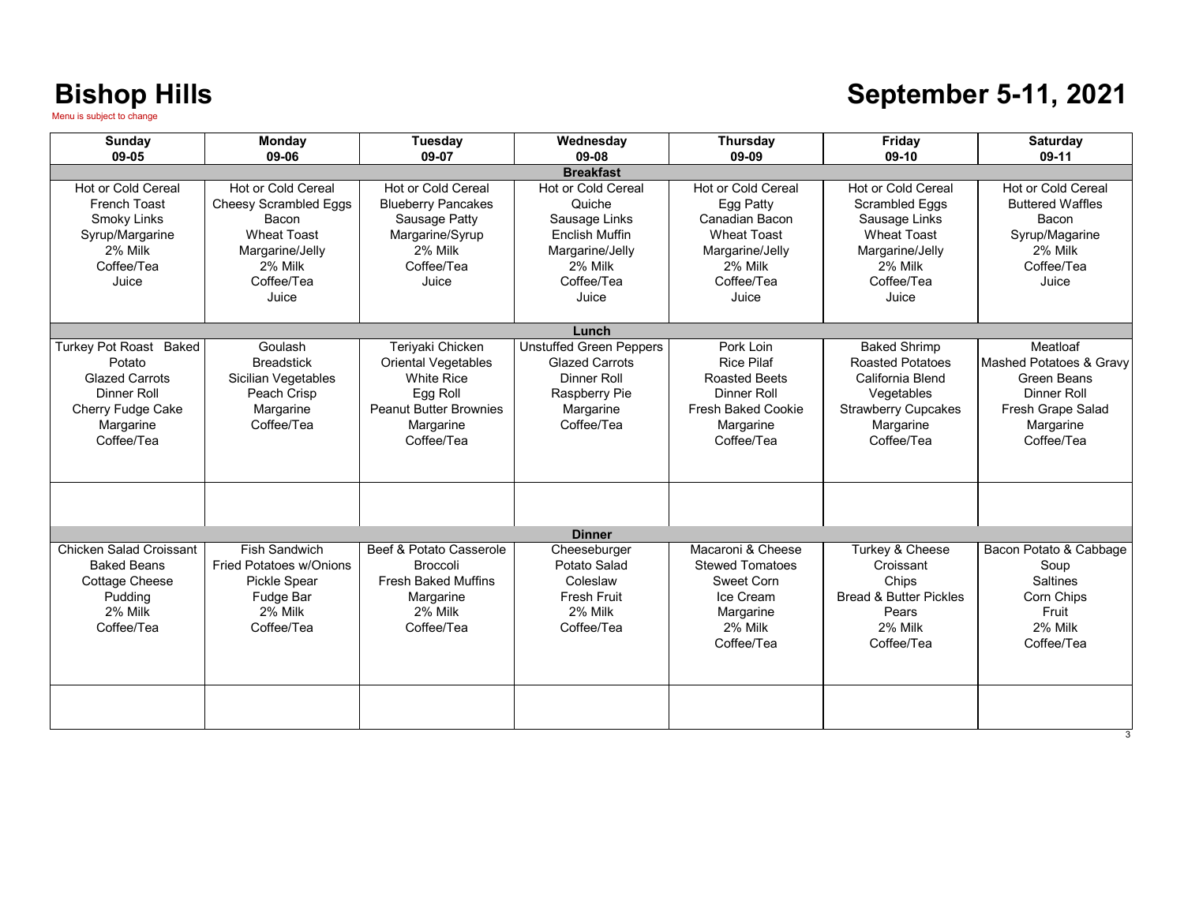# Bishop Hills

Menu is subject to change

# September 5-11, 2021

| Sunday 09-05 | Monday 09-06 | Tuesday 09-07 | Wednesday 09-08 | Thursday 09-09 | Friday 09-10 | Saturday 09-11 |
|---|---|---|---|---|---|---|
| **Breakfast** | | | | | | |
| Hot or Cold Cereal<br>French Toast<br>Smoky Links<br>Syrup/Margarine<br>2% Milk<br>Coffee/Tea<br>Juice | Hot or Cold Cereal<br>Cheesy Scrambled Eggs<br>Bacon<br>Wheat Toast<br>Margarine/Jelly<br>2% Milk<br>Coffee/Tea<br>Juice | Hot or Cold Cereal<br>Blueberry Pancakes<br>Sausage Patty<br>Margarine/Syrup<br>2% Milk<br>Coffee/Tea<br>Juice | Hot or Cold Cereal<br>Quiche<br>Sausage Links<br>Enclish Muffin<br>Margarine/Jelly<br>2% Milk<br>Coffee/Tea<br>Juice | Hot or Cold Cereal<br>Egg Patty<br>Canadian Bacon<br>Wheat Toast<br>Margarine/Jelly<br>2% Milk<br>Coffee/Tea<br>Juice | Hot or Cold Cereal<br>Scrambled Eggs<br>Sausage Links<br>Wheat Toast<br>Margarine/Jelly<br>2% Milk<br>Coffee/Tea<br>Juice | Hot or Cold Cereal<br>Buttered Waffles<br>Bacon<br>Syrup/Magarine<br>2% Milk<br>Coffee/Tea<br>Juice |
| **Lunch** | | | | | | |
| Turkey Pot Roast Baked Potato<br>Glazed Carrots<br>Dinner Roll<br>Cherry Fudge Cake<br>Margarine<br>Coffee/Tea | Goulash<br>Breadstick<br>Sicilian Vegetables<br>Peach Crisp<br>Margarine<br>Coffee/Tea | Teriyaki Chicken<br>Oriental Vegetables<br>White Rice<br>Egg Roll<br>Peanut Butter Brownies<br>Margarine<br>Coffee/Tea | Unstuffed Green Peppers<br>Glazed Carrots<br>Dinner Roll<br>Raspberry Pie<br>Margarine<br>Coffee/Tea | Pork Loin<br>Rice Pilaf<br>Roasted Beets<br>Dinner Roll<br>Fresh Baked Cookie<br>Margarine<br>Coffee/Tea | Baked Shrimp<br>Roasted Potatoes<br>California Blend<br>Vegetables<br>Strawberry Cupcakes<br>Margarine<br>Coffee/Tea | Meatloaf<br>Mashed Potatoes & Gravy<br>Green Beans<br>Dinner Roll<br>Fresh Grape Salad<br>Margarine<br>Coffee/Tea |
| | | | | | | |
| **Dinner** | | | | | | |
| Chicken Salad Croissant<br>Baked Beans<br>Cottage Cheese<br>Pudding<br>2% Milk<br>Coffee/Tea | Fish Sandwich<br>Fried Potatoes w/Onions<br>Pickle Spear<br>Fudge Bar<br>2% Milk<br>Coffee/Tea | Beef & Potato Casserole<br>Broccoli<br>Fresh Baked Muffins<br>Margarine<br>2% Milk<br>Coffee/Tea | Cheeseburger<br>Potato Salad<br>Coleslaw<br>Fresh Fruit<br>2% Milk<br>Coffee/Tea | Macaroni & Cheese<br>Stewed Tomatoes<br>Sweet Corn<br>Ice Cream<br>Margarine<br>2% Milk<br>Coffee/Tea | Turkey & Cheese<br>Croissant<br>Chips<br>Bread & Butter Pickles<br>Pears<br>2% Milk<br>Coffee/Tea | Bacon Potato & Cabbage<br>Soup<br>Saltines<br>Corn Chips<br>Fruit<br>2% Milk<br>Coffee/Tea |
| | | | | | | |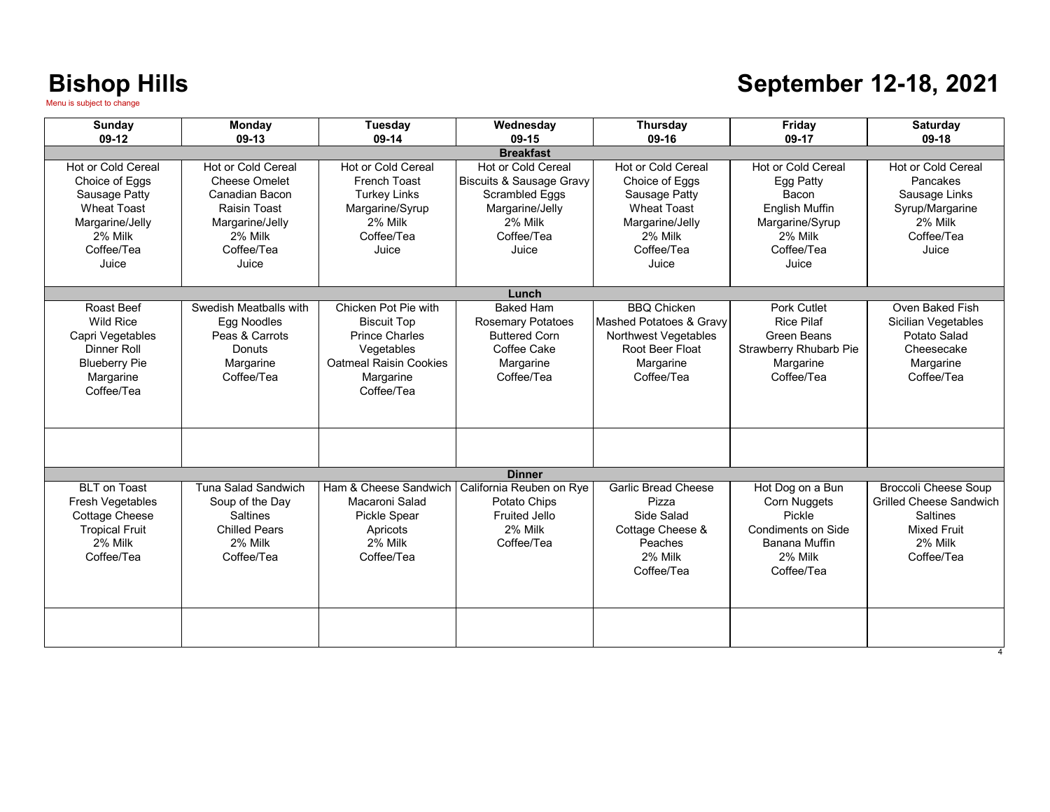# Bishop Hills

Menu is subject to change

# September 12-18, 2021

| Sunday<br>09-12 | Monday<br>09-13 | Tuesday<br>09-14 | Wednesday<br>09-15 | Thursday<br>09-16 | Friday<br>09-17 | Saturday<br>09-18 |
|---|---|---|---|---|---|---|
| **Breakfast** | | | | | | |
| Hot or Cold Cereal<br>Choice of Eggs<br>Sausage Patty<br>Wheat Toast<br>Margarine/Jelly<br>2% Milk<br>Coffee/Tea<br>Juice | Hot or Cold Cereal<br>Cheese Omelet<br>Canadian Bacon<br>Raisin Toast<br>Margarine/Jelly<br>2% Milk<br>Coffee/Tea<br>Juice | Hot or Cold Cereal<br>French Toast<br>Turkey Links<br>Margarine/Syrup<br>2% Milk<br>Coffee/Tea<br>Juice | Hot or Cold Cereal<br>Biscuits & Sausage Gravy<br>Scrambled Eggs<br>Margarine/Jelly<br>2% Milk<br>Coffee/Tea<br>Juice | Hot or Cold Cereal<br>Choice of Eggs<br>Sausage Patty<br>Wheat Toast<br>Margarine/Jelly<br>2% Milk<br>Coffee/Tea<br>Juice | Hot or Cold Cereal<br>Egg Patty<br>Bacon<br>English Muffin<br>Margarine/Syrup<br>2% Milk<br>Coffee/Tea<br>Juice | Hot or Cold Cereal<br>Pancakes<br>Sausage Links<br>Syrup/Margarine<br>2% Milk<br>Coffee/Tea<br>Juice |
| **Lunch** | | | | | | |
| Roast Beef<br>Wild Rice<br>Capri Vegetables<br>Dinner Roll<br>Blueberry Pie<br>Margarine<br>Coffee/Tea | Swedish Meatballs with Egg Noodles<br>Peas & Carrots<br>Donuts<br>Margarine<br>Coffee/Tea | Chicken Pot Pie with Biscuit Top<br>Prince Charles Vegetables<br>Oatmeal Raisin Cookies<br>Margarine<br>Coffee/Tea | Baked Ham<br>Rosemary Potatoes<br>Buttered Corn<br>Coffee Cake<br>Margarine<br>Coffee/Tea | BBQ Chicken<br>Mashed Potatoes & Gravy<br>Northwest Vegetables<br>Root Beer Float<br>Margarine<br>Coffee/Tea | Pork Cutlet<br>Rice Pilaf<br>Green Beans<br>Strawberry Rhubarb Pie<br>Margarine<br>Coffee/Tea | Oven Baked Fish<br>Sicilian Vegetables<br>Potato Salad<br>Cheesecake<br>Margarine<br>Coffee/Tea |
| | | | | | | |
| **Dinner** | | | | | | |
| BLT on Toast<br>Fresh Vegetables<br>Cottage Cheese<br>Tropical Fruit<br>2% Milk<br>Coffee/Tea | Tuna Salad Sandwich<br>Soup of the Day<br>Saltines<br>Chilled Pears<br>2% Milk<br>Coffee/Tea | Ham & Cheese Sandwich<br>Macaroni Salad<br>Pickle Spear<br>Apricots<br>2% Milk<br>Coffee/Tea | California Reuben on Rye<br>Potato Chips<br>Fruited Jello<br>2% Milk<br>Coffee/Tea | Garlic Bread Cheese Pizza<br>Side Salad<br>Cottage Cheese & Peaches<br>2% Milk<br>Coffee/Tea | Hot Dog on a Bun<br>Corn Nuggets<br>Pickle<br>Condiments on Side<br>Banana Muffin<br>2% Milk<br>Coffee/Tea | Broccoli Cheese Soup<br>Grilled Cheese Sandwich<br>Saltines<br>Mixed Fruit<br>2% Milk<br>Coffee/Tea |
| | | | | | | |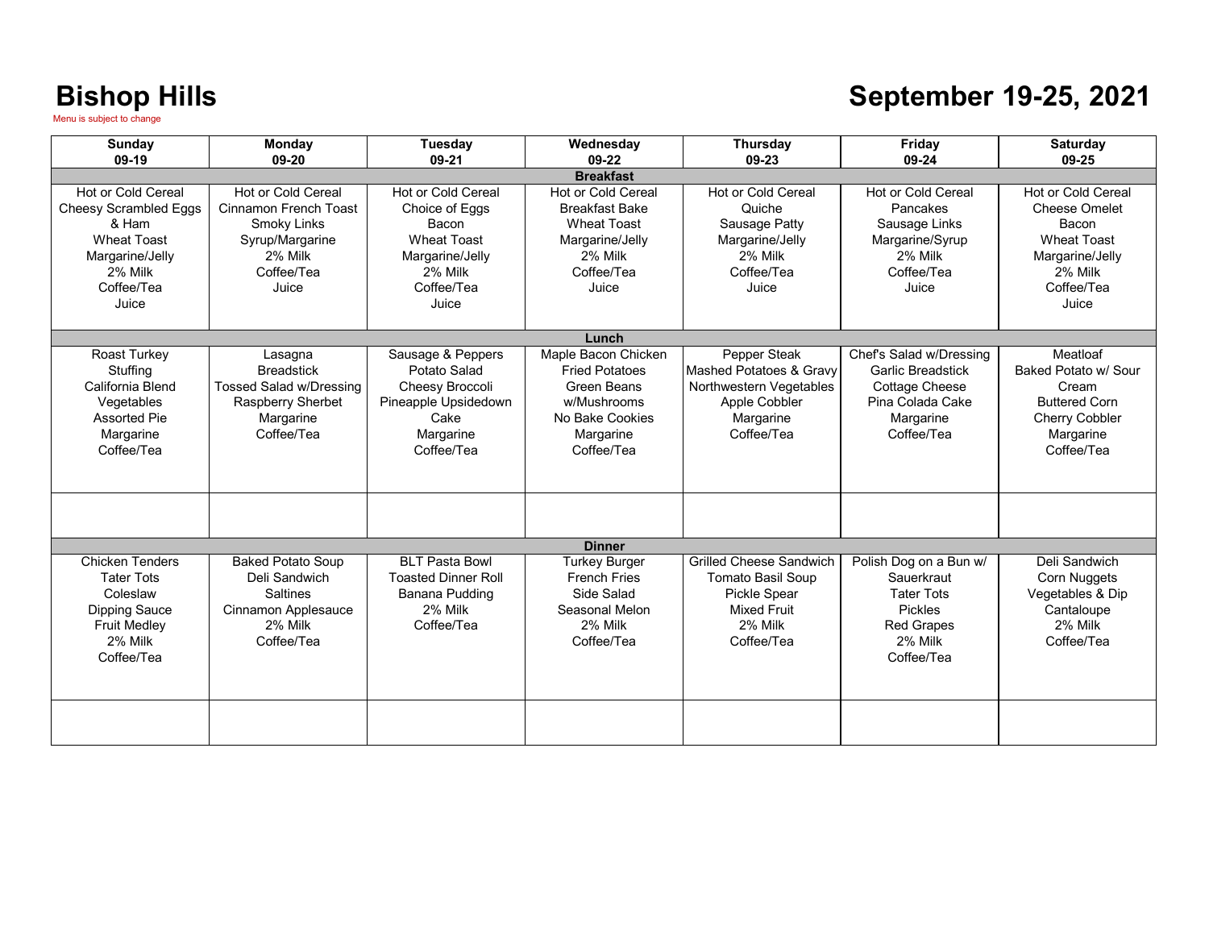# Bishop Hills

Menu is subject to change

# September 19-25, 2021

| Sunday 09-19 | Monday 09-20 | Tuesday 09-21 | Wednesday 09-22 | Thursday 09-23 | Friday 09-24 | Saturday 09-25 |
|---|---|---|---|---|---|---|
| **Breakfast** | | | | | | |
| Hot or Cold Cereal<br>Cheesy Scrambled Eggs & Ham<br>Wheat Toast<br>Margarine/Jelly<br>2% Milk<br>Coffee/Tea<br>Juice | Hot or Cold Cereal<br>Cinnamon French Toast<br>Smoky Links<br>Syrup/Margarine<br>2% Milk<br>Coffee/Tea<br>Juice | Hot or Cold Cereal<br>Choice of Eggs<br>Bacon<br>Wheat Toast<br>Margarine/Jelly<br>2% Milk<br>Coffee/Tea<br>Juice | Hot or Cold Cereal<br>Breakfast Bake<br>Wheat Toast<br>Margarine/Jelly<br>2% Milk<br>Coffee/Tea<br>Juice | Hot or Cold Cereal<br>Quiche<br>Sausage Patty<br>Margarine/Jelly<br>2% Milk<br>Coffee/Tea<br>Juice | Hot or Cold Cereal<br>Pancakes<br>Sausage Links<br>Margarine/Syrup<br>2% Milk<br>Coffee/Tea<br>Juice | Hot or Cold Cereal<br>Cheese Omelet<br>Bacon<br>Wheat Toast<br>Margarine/Jelly<br>2% Milk<br>Coffee/Tea<br>Juice |
| **Lunch** | | | | | | |
| Roast Turkey<br>Stuffing<br>California Blend Vegetables<br>Assorted Pie<br>Margarine<br>Coffee/Tea | Lasagna<br>Breadstick<br>Tossed Salad w/Dressing<br>Raspberry Sherbet<br>Margarine<br>Coffee/Tea | Sausage & Peppers<br>Potato Salad<br>Cheesy Broccoli<br>Pineapple Upsidedown Cake<br>Margarine<br>Coffee/Tea | Maple Bacon Chicken<br>Fried Potatoes<br>Green Beans w/Mushrooms<br>No Bake Cookies<br>Margarine<br>Coffee/Tea | Pepper Steak<br>Mashed Potatoes & Gravy<br>Northwestern Vegetables<br>Apple Cobbler<br>Margarine<br>Coffee/Tea | Chef's Salad w/Dressing<br>Garlic Breadstick<br>Cottage Cheese<br>Pina Colada Cake<br>Margarine<br>Coffee/Tea | Meatloaf<br>Baked Potato w/ Sour Cream<br>Buttered Corn<br>Cherry Cobbler<br>Margarine<br>Coffee/Tea |
| | | | | | | |
| **Dinner** | | | | | | |
| Chicken Tenders<br>Tater Tots<br>Coleslaw<br>Dipping Sauce<br>Fruit Medley<br>2% Milk<br>Coffee/Tea | Baked Potato Soup<br>Deli Sandwich<br>Saltines<br>Cinnamon Applesauce<br>2% Milk<br>Coffee/Tea | BLT Pasta Bowl<br>Toasted Dinner Roll<br>Banana Pudding<br>2% Milk<br>Coffee/Tea | Turkey Burger<br>French Fries<br>Side Salad<br>Seasonal Melon<br>2% Milk<br>Coffee/Tea | Grilled Cheese Sandwich<br>Tomato Basil Soup<br>Pickle Spear<br>Mixed Fruit<br>2% Milk<br>Coffee/Tea | Polish Dog on a Bun w/ Sauerkraut<br>Tater Tots<br>Pickles<br>Red Grapes<br>2% Milk<br>Coffee/Tea | Deli Sandwich<br>Corn Nuggets<br>Vegetables & Dip<br>Cantaloupe<br>2% Milk<br>Coffee/Tea |
| | | | | | | |